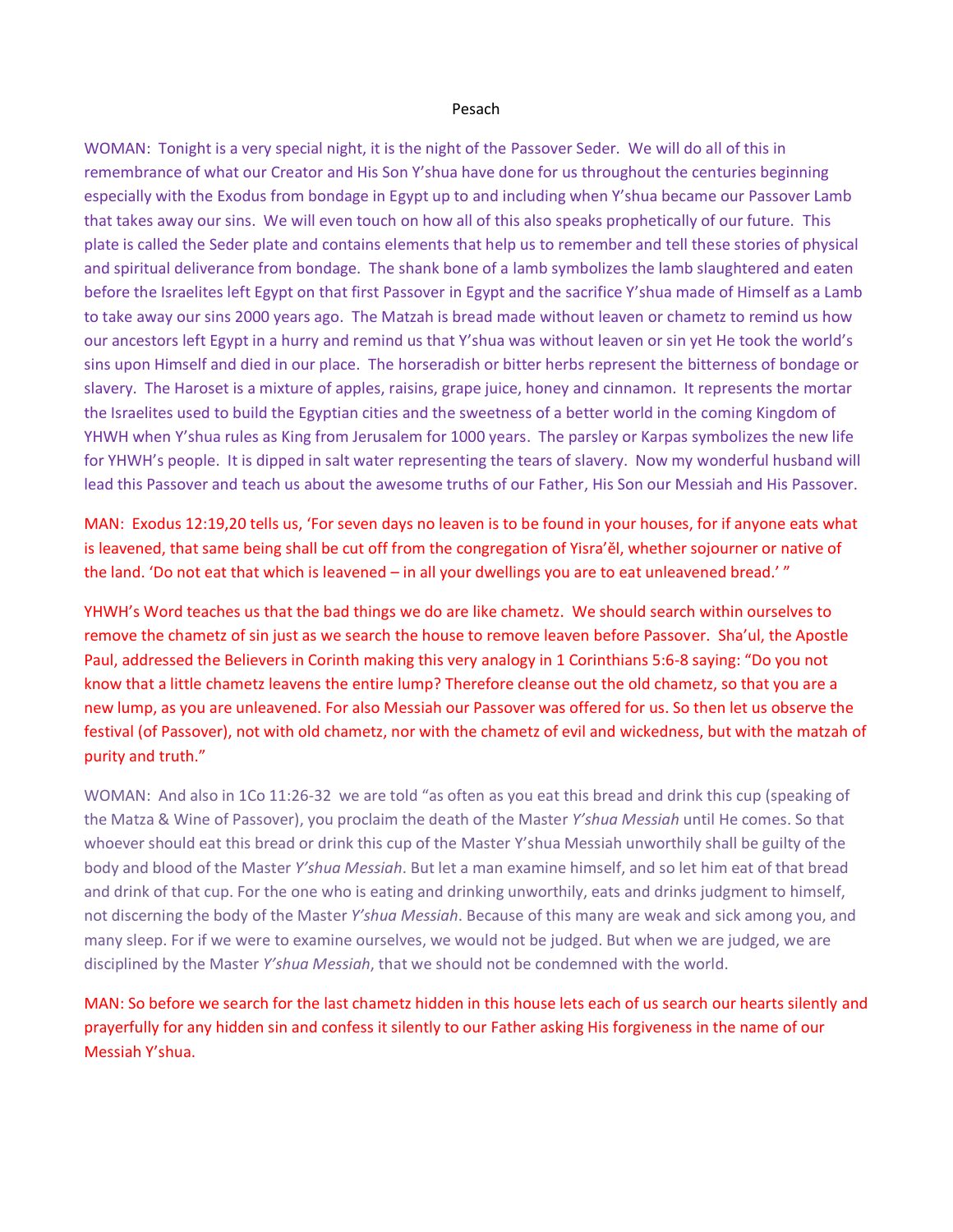# Pesach

WOMAN: Tonight is a very special night, it is the night of the Passover Seder. We will do all of this in remembrance of what our Creator and His Son Y'shua have done for us throughout the centuries beginning especially with the Exodus from bondage in Egypt up to and including when Y'shua became our Passover Lamb that takes away our sins. We will even touch on how all of this also speaks prophetically of our future. This plate is called the Seder plate and contains elements that help us to remember and tell these stories of physical and spiritual deliverance from bondage. The shank bone of a lamb symbolizes the lamb slaughtered and eaten before the Israelites left Egypt on that first Passover in Egypt and the sacrifice Y'shua made of Himself as a Lamb to take away our sins 2000 years ago. The Matzah is bread made without leaven or chametz to remind us how our ancestors left Egypt in a hurry and remind us that Y'shua was without leaven or sin yet He took the world's sins upon Himself and died in our place. The horseradish or bitter herbs represent the bitterness of bondage or slavery. The Haroset is a mixture of apples, raisins, grape juice, honey and cinnamon. It represents the mortar the Israelites used to build the Egyptian cities and the sweetness of a better world in the coming Kingdom of YHWH when Y'shua rules as King from Jerusalem for 1000 years. The parsley or Karpas symbolizes the new life for YHWH's people. It is dipped in salt water representing the tears of slavery. Now my wonderful husband will lead this Passover and teach us about the awesome truths of our Father, His Son our Messiah and His Passover.

MAN: Exodus 12:19,20 tells us, 'For seven days no leaven is to be found in your houses, for if anyone eats what is leavened, that same being shall be cut off from the congregation of Yisra'ěl, whether sojourner or native of the land. 'Do not eat that which is leavened – in all your dwellings you are to eat unleavened bread.' "

YHWH's Word teaches us that the bad things we do are like chametz. We should search within ourselves to remove the chametz of sin just as we search the house to remove leaven before Passover. Sha'ul, the Apostle Paul, addressed the Believers in Corinth making this very analogy in 1 Corinthians 5:6-8 saying: "Do you not know that a little chametz leavens the entire lump? Therefore cleanse out the old chametz, so that you are a new lump, as you are unleavened. For also Messiah our Passover was offered for us. So then let us observe the festival (of Passover), not with old chametz, nor with the chametz of evil and wickedness, but with the matzah of purity and truth."

WOMAN: And also in 1Co 11:26-32 we are told "as often as you eat this bread and drink this cup (speaking of the Matza & Wine of Passover), you proclaim the death of the Master *Y'shua Messiah* until He comes. So that whoever should eat this bread or drink this cup of the Master Y'shua Messiah unworthily shall be guilty of the body and blood of the Master *Y'shua Messiah*. But let a man examine himself, and so let him eat of that bread and drink of that cup. For the one who is eating and drinking unworthily, eats and drinks judgment to himself, not discerning the body of the Master *Y'shua Messiah*. Because of this many are weak and sick among you, and many sleep. For if we were to examine ourselves, we would not be judged. But when we are judged, we are disciplined by the Master *Y'shua Messiah*, that we should not be condemned with the world.

MAN: So before we search for the last chametz hidden in this house lets each of us search our hearts silently and prayerfully for any hidden sin and confess it silently to our Father asking His forgiveness in the name of our Messiah Y'shua.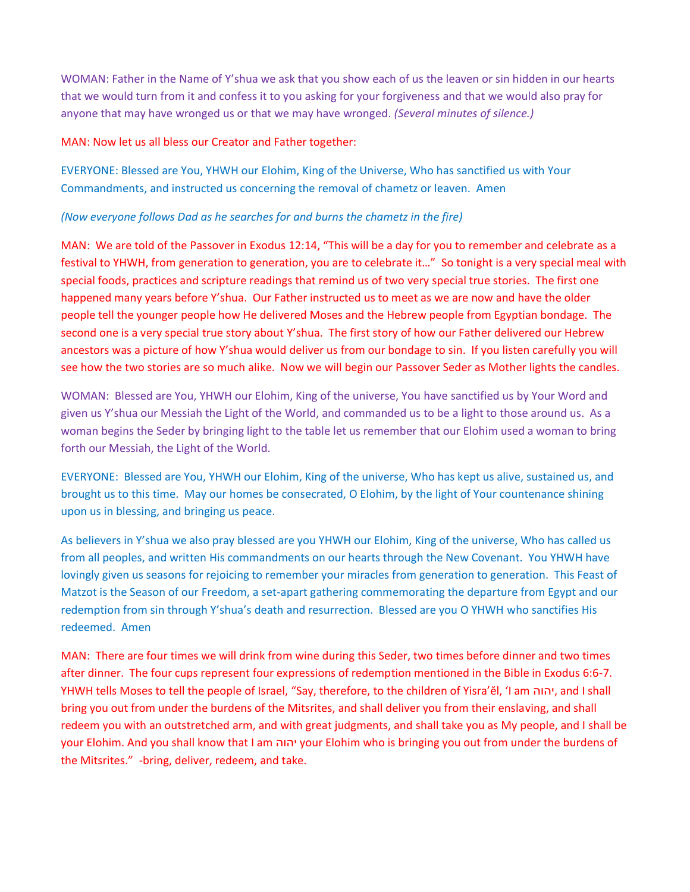WOMAN: Father in the Name of Y'shua we ask that you show each of us the leaven or sin hidden in our hearts that we would turn from it and confess it to you asking for your forgiveness and that we would also pray for anyone that may have wronged us or that we may have wronged. *(Several minutes of silence.)*

MAN: Now let us all bless our Creator and Father together:

EVERYONE: Blessed are You, YHWH our Elohim, King of the Universe, Who has sanctified us with Your Commandments, and instructed us concerning the removal of chametz or leaven. Amen

*(Now everyone follows Dad as he searches for and burns the chametz in the fire)*

MAN: We are told of the Passover in Exodus 12:14, "This will be a day for you to remember and celebrate as a festival to YHWH, from generation to generation, you are to celebrate it…" So tonight is a very special meal with special foods, practices and scripture readings that remind us of two very special true stories. The first one happened many years before Y'shua. Our Father instructed us to meet as we are now and have the older people tell the younger people how He delivered Moses and the Hebrew people from Egyptian bondage. The second one is a very special true story about Y'shua. The first story of how our Father delivered our Hebrew ancestors was a picture of how Y'shua would deliver us from our bondage to sin. If you listen carefully you will see how the two stories are so much alike. Now we will begin our Passover Seder as Mother lights the candles.

WOMAN: Blessed are You, YHWH our Elohim, King of the universe, You have sanctified us by Your Word and given us Y'shua our Messiah the Light of the World, and commanded us to be a light to those around us. As a woman begins the Seder by bringing light to the table let us remember that our Elohim used a woman to bring forth our Messiah, the Light of the World.

EVERYONE: Blessed are You, YHWH our Elohim, King of the universe, Who has kept us alive, sustained us, and brought us to this time. May our homes be consecrated, O Elohim, by the light of Your countenance shining upon us in blessing, and bringing us peace.

As believers in Y'shua we also pray blessed are you YHWH our Elohim, King of the universe, Who has called us from all peoples, and written His commandments on our hearts through the New Covenant. You YHWH have lovingly given us seasons for rejoicing to remember your miracles from generation to generation. This Feast of Matzot is the Season of our Freedom, a set-apart gathering commemorating the departure from Egypt and our redemption from sin through Y'shua's death and resurrection. Blessed are you O YHWH who sanctifies His redeemed. Amen

MAN: There are four times we will drink from wine during this Seder, two times before dinner and two times after dinner. The four cups represent four expressions of redemption mentioned in the Bible in Exodus 6:6-7. YHWH tells Moses to tell the people of Israel, "Say, therefore, to the children of Yisra'ěl, 'I am יהוה, and I shall bring you out from under the burdens of the Mitsrites, and shall deliver you from their enslaving, and shall redeem you with an outstretched arm, and with great judgments, and shall take you as My people, and I shall be your Elohim. And you shall know that I am יהוה your Elohim who is bringing you out from under the burdens of the Mitsrites." -bring, deliver, redeem, and take.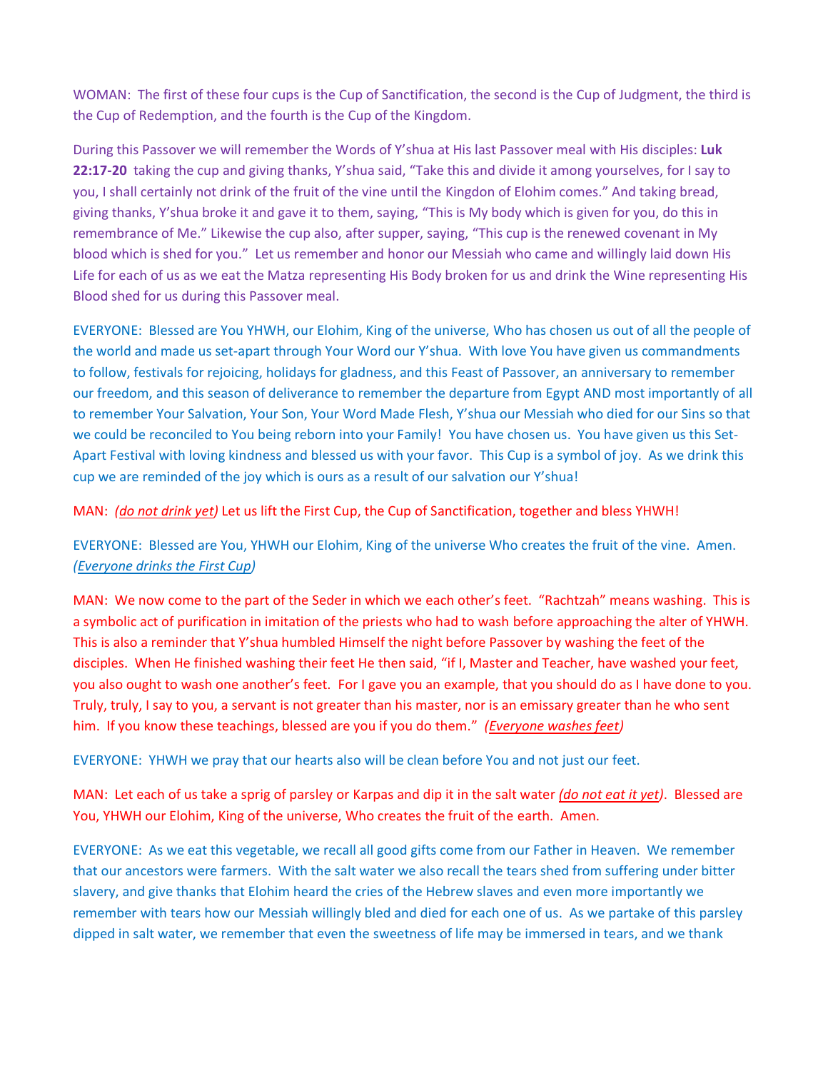WOMAN: The first of these four cups is the Cup of Sanctification, the second is the Cup of Judgment, the third is the Cup of Redemption, and the fourth is the Cup of the Kingdom.

During this Passover we will remember the Words of Y'shua at His last Passover meal with His disciples: **Luk 22:17-20** taking the cup and giving thanks, Y'shua said, "Take this and divide it among yourselves, for I say to you, I shall certainly not drink of the fruit of the vine until the Kingdon of Elohim comes." And taking bread, giving thanks, Y'shua broke it and gave it to them, saying, "This is My body which is given for you, do this in remembrance of Me." Likewise the cup also, after supper, saying, "This cup is the renewed covenant in My blood which is shed for you." Let us remember and honor our Messiah who came and willingly laid down His Life for each of us as we eat the Matza representing His Body broken for us and drink the Wine representing His Blood shed for us during this Passover meal.

EVERYONE: Blessed are You YHWH, our Elohim, King of the universe, Who has chosen us out of all the people of the world and made us set-apart through Your Word our Y'shua. With love You have given us commandments to follow, festivals for rejoicing, holidays for gladness, and this Feast of Passover, an anniversary to remember our freedom, and this season of deliverance to remember the departure from Egypt AND most importantly of all to remember Your Salvation, Your Son, Your Word Made Flesh, Y'shua our Messiah who died for our Sins so that we could be reconciled to You being reborn into your Family! You have chosen us. You have given us this Set-Apart Festival with loving kindness and blessed us with your favor. This Cup is a symbol of joy. As we drink this cup we are reminded of the joy which is ours as a result of our salvation our Y'shua!

MAN: *(do not drink yet)* Let us lift the First Cup, the Cup of Sanctification, together and bless YHWH!

EVERYONE: Blessed are You, YHWH our Elohim, King of the universe Who creates the fruit of the vine. Amen. *(Everyone drinks the First Cup)*

MAN: We now come to the part of the Seder in which we each other's feet. "Rachtzah" means washing. This is a symbolic act of purification in imitation of the priests who had to wash before approaching the alter of YHWH. This is also a reminder that Y'shua humbled Himself the night before Passover by washing the feet of the disciples. When He finished washing their feet He then said, "if I, Master and Teacher, have washed your feet, you also ought to wash one another's feet. For I gave you an example, that you should do as I have done to you. Truly, truly, I say to you, a servant is not greater than his master, nor is an emissary greater than he who sent him. If you know these teachings, blessed are you if you do them." *(Everyone washes feet)*

EVERYONE: YHWH we pray that our hearts also will be clean before You and not just our feet.

MAN: Let each of us take a sprig of parsley or Karpas and dip it in the salt water *(do not eat it yet)*. Blessed are You, YHWH our Elohim, King of the universe, Who creates the fruit of the earth. Amen.

EVERYONE: As we eat this vegetable, we recall all good gifts come from our Father in Heaven. We remember that our ancestors were farmers. With the salt water we also recall the tears shed from suffering under bitter slavery, and give thanks that Elohim heard the cries of the Hebrew slaves and even more importantly we remember with tears how our Messiah willingly bled and died for each one of us. As we partake of this parsley dipped in salt water, we remember that even the sweetness of life may be immersed in tears, and we thank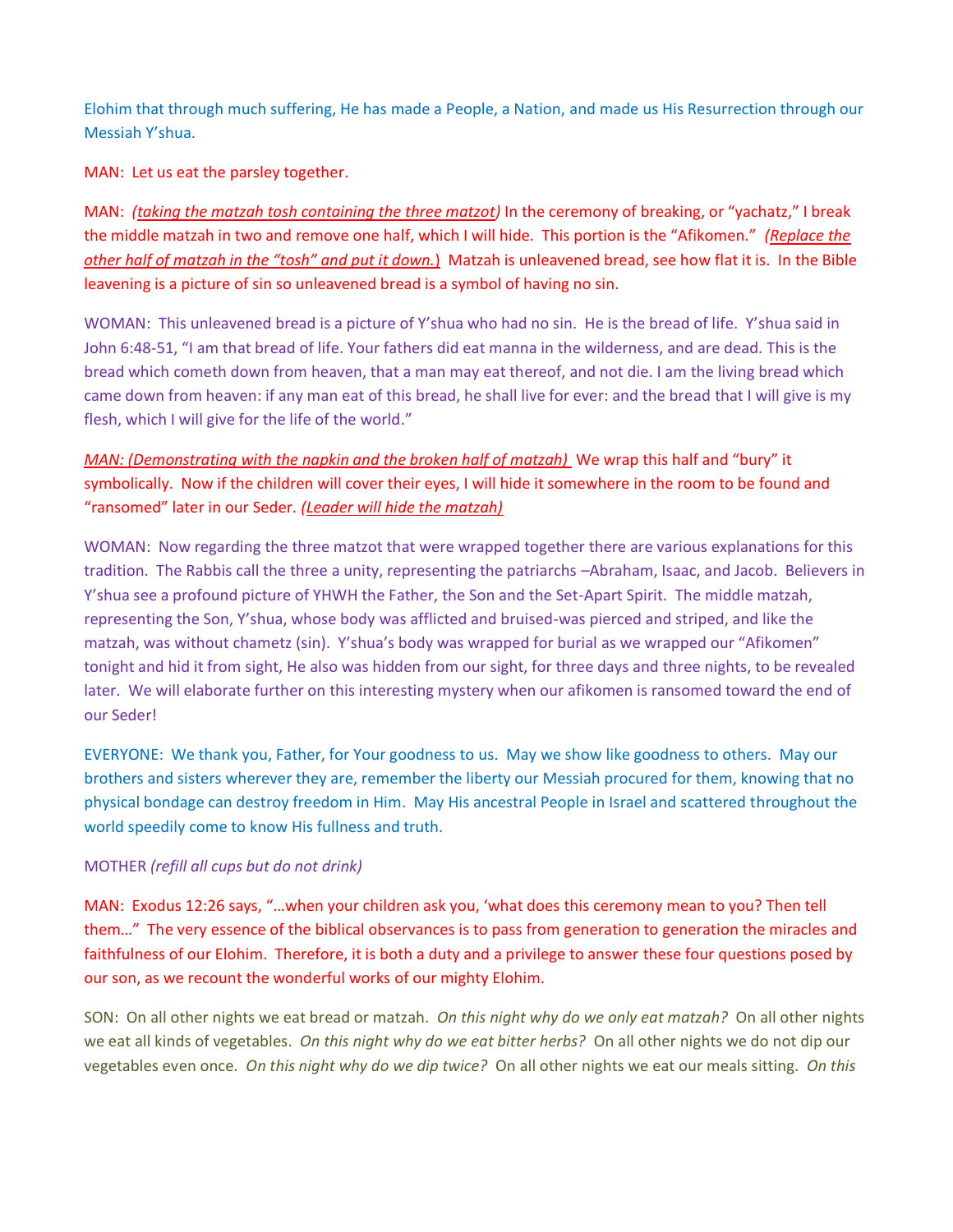Elohim that through much suffering, He has made a People, a Nation, and made us His Resurrection through our Messiah Y'shua.

MAN: Let us eat the parsley together.

MAN: *(taking the matzah tosh containing the three matzot)* In the ceremony of breaking, or "yachatz," I break the middle matzah in two and remove one half, which I will hide. This portion is the "Afikomen." *(Replace the other half of matzah in the "tosh" and put it down.)* Matzah is unleavened bread, see how flat it is. In the Bible leavening is a picture of sin so unleavened bread is a symbol of having no sin.

WOMAN: This unleavened bread is a picture of Y'shua who had no sin. He is the bread of life. Y'shua said in John 6:48-51, "I am that bread of life. Your fathers did eat manna in the wilderness, and are dead. This is the bread which cometh down from heaven, that a man may eat thereof, and not die. I am the living bread which came down from heaven: if any man eat of this bread, he shall live for ever: and the bread that I will give is my flesh, which I will give for the life of the world."

*MAN: (Demonstrating with the napkin and the broken half of matzah)* We wrap this half and "bury" it symbolically. Now if the children will cover their eyes, I will hide it somewhere in the room to be found and "ransomed" later in our Seder. *(Leader will hide the matzah)*

WOMAN: Now regarding the three matzot that were wrapped together there are various explanations for this tradition. The Rabbis call the three a unity, representing the patriarchs –Abraham, Isaac, and Jacob. Believers in Y'shua see a profound picture of YHWH the Father, the Son and the Set-Apart Spirit. The middle matzah, representing the Son, Y'shua, whose body was afflicted and bruised-was pierced and striped, and like the matzah, was without chametz (sin). Y'shua's body was wrapped for burial as we wrapped our "Afikomen" tonight and hid it from sight, He also was hidden from our sight, for three days and three nights, to be revealed later. We will elaborate further on this interesting mystery when our afikomen is ransomed toward the end of our Seder!

EVERYONE: We thank you, Father, for Your goodness to us. May we show like goodness to others. May our brothers and sisters wherever they are, remember the liberty our Messiah procured for them, knowing that no physical bondage can destroy freedom in Him. May His ancestral People in Israel and scattered throughout the world speedily come to know His fullness and truth.

MOTHER *(refill all cups but do not drink)*

MAN: Exodus 12:26 says, "…when your children ask you, 'what does this ceremony mean to you? Then tell them…" The very essence of the biblical observances is to pass from generation to generation the miracles and faithfulness of our Elohim. Therefore, it is both a duty and a privilege to answer these four questions posed by our son, as we recount the wonderful works of our mighty Elohim.

SON: On all other nights we eat bread or matzah. *On this night why do we only eat matzah?* On all other nights we eat all kinds of vegetables. *On this night why do we eat bitter herbs?* On all other nights we do not dip our vegetables even once. *On this night why do we dip twice?* On all other nights we eat our meals sitting. *On this*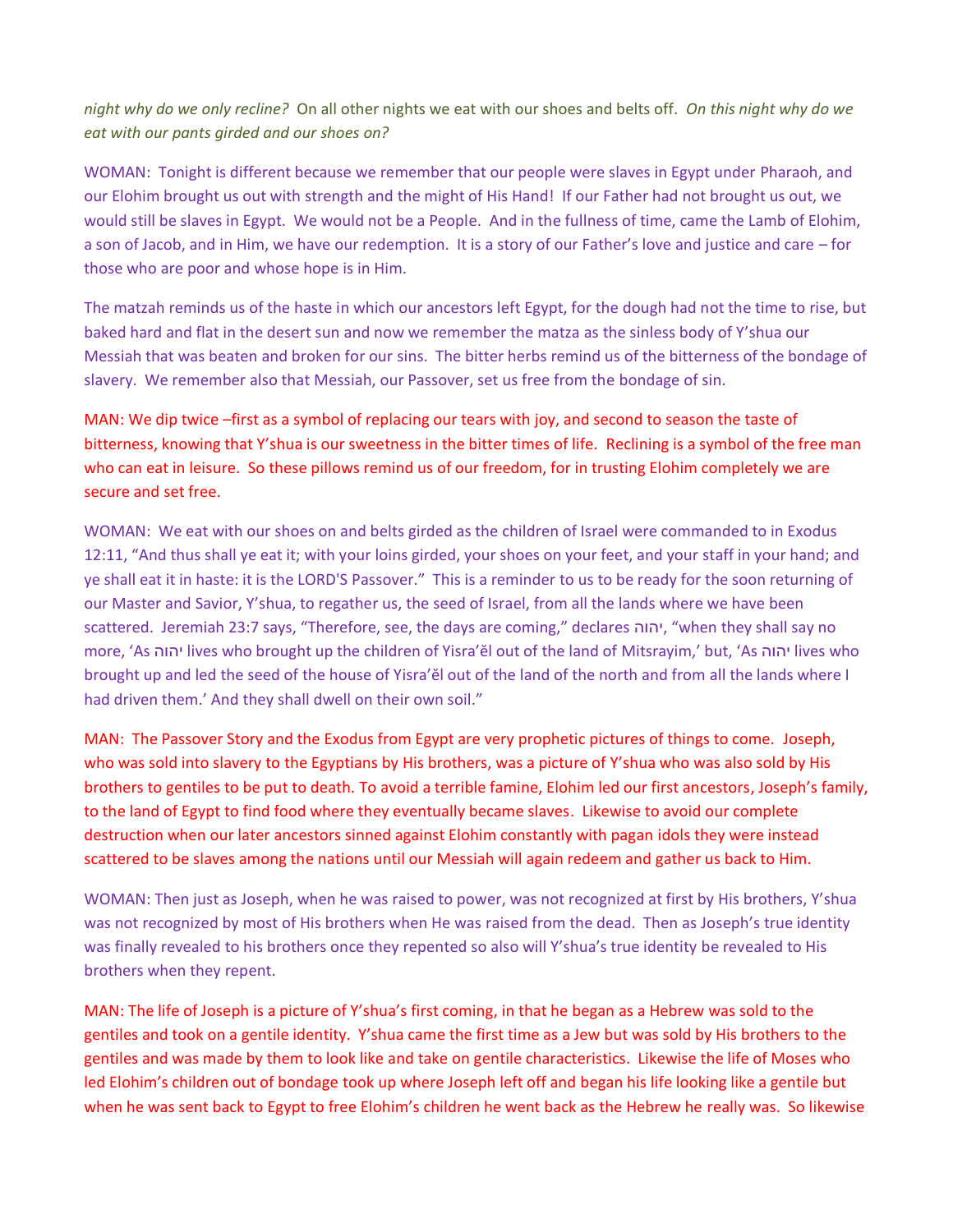*night why do we only recline?* On all other nights we eat with our shoes and belts off. *On this night why do we eat with our pants girded and our shoes on?*

WOMAN: Tonight is different because we remember that our people were slaves in Egypt under Pharaoh, and our Elohim brought us out with strength and the might of His Hand! If our Father had not brought us out, we would still be slaves in Egypt. We would not be a People. And in the fullness of time, came the Lamb of Elohim, a son of Jacob, and in Him, we have our redemption. It is a story of our Father's love and justice and care – for those who are poor and whose hope is in Him.

The matzah reminds us of the haste in which our ancestors left Egypt, for the dough had not the time to rise, but baked hard and flat in the desert sun and now we remember the matza as the sinless body of Y'shua our Messiah that was beaten and broken for our sins. The bitter herbs remind us of the bitterness of the bondage of slavery. We remember also that Messiah, our Passover, set us free from the bondage of sin.

MAN: We dip twice –first as a symbol of replacing our tears with joy, and second to season the taste of bitterness, knowing that Y'shua is our sweetness in the bitter times of life. Reclining is a symbol of the free man who can eat in leisure. So these pillows remind us of our freedom, for in trusting Elohim completely we are secure and set free.

WOMAN: We eat with our shoes on and belts girded as the children of Israel were commanded to in Exodus 12:11, "And thus shall ye eat it; with your loins girded, your shoes on your feet, and your staff in your hand; and ye shall eat it in haste: it is the LORD'S Passover." This is a reminder to us to be ready for the soon returning of our Master and Savior, Y'shua, to regather us, the seed of Israel, from all the lands where we have been scattered. Jeremiah 23:7 says, "Therefore, see, the days are coming," declares יהוה, "when they shall say no more, 'As יהוה lives who brought up the children of Yisra'ěl out of the land of Mitsrayim,' but, 'As יהוה lives who brought up and led the seed of the house of Yisra'ěl out of the land of the north and from all the lands where I had driven them.' And they shall dwell on their own soil."

MAN: The Passover Story and the Exodus from Egypt are very prophetic pictures of things to come. Joseph, who was sold into slavery to the Egyptians by His brothers, was a picture of Y'shua who was also sold by His brothers to gentiles to be put to death. To avoid a terrible famine, Elohim led our first ancestors, Joseph's family, to the land of Egypt to find food where they eventually became slaves. Likewise to avoid our complete destruction when our later ancestors sinned against Elohim constantly with pagan idols they were instead scattered to be slaves among the nations until our Messiah will again redeem and gather us back to Him.

WOMAN: Then just as Joseph, when he was raised to power, was not recognized at first by His brothers, Y'shua was not recognized by most of His brothers when He was raised from the dead. Then as Joseph's true identity was finally revealed to his brothers once they repented so also will Y'shua's true identity be revealed to His brothers when they repent.

MAN: The life of Joseph is a picture of Y'shua's first coming, in that he began as a Hebrew was sold to the gentiles and took on a gentile identity. Y'shua came the first time as a Jew but was sold by His brothers to the gentiles and was made by them to look like and take on gentile characteristics. Likewise the life of Moses who led Elohim's children out of bondage took up where Joseph left off and began his life looking like a gentile but when he was sent back to Egypt to free Elohim's children he went back as the Hebrew he really was. So likewise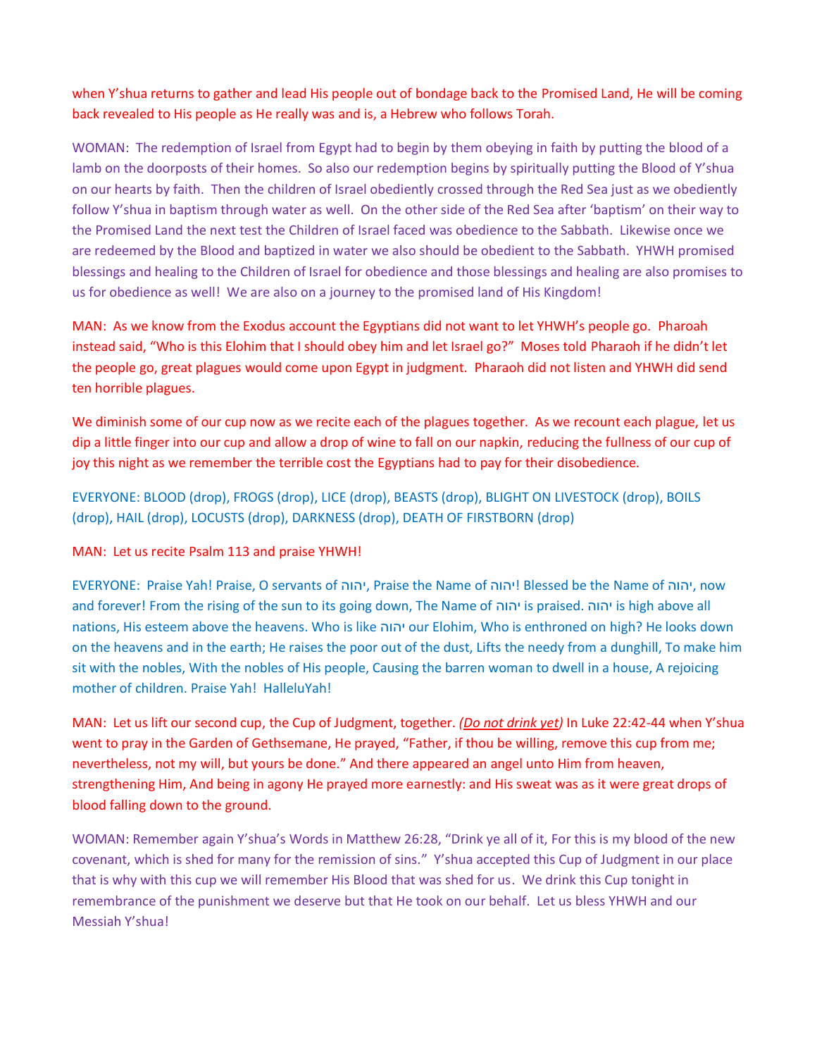when Y'shua returns to gather and lead His people out of bondage back to the Promised Land, He will be coming back revealed to His people as He really was and is, a Hebrew who follows Torah.

WOMAN: The redemption of Israel from Egypt had to begin by them obeying in faith by putting the blood of a lamb on the doorposts of their homes. So also our redemption begins by spiritually putting the Blood of Y'shua on our hearts by faith. Then the children of Israel obediently crossed through the Red Sea just as we obediently follow Y'shua in baptism through water as well. On the other side of the Red Sea after 'baptism' on their way to the Promised Land the next test the Children of Israel faced was obedience to the Sabbath. Likewise once we are redeemed by the Blood and baptized in water we also should be obedient to the Sabbath. YHWH promised blessings and healing to the Children of Israel for obedience and those blessings and healing are also promises to us for obedience as well! We are also on a journey to the promised land of His Kingdom!

MAN: As we know from the Exodus account the Egyptians did not want to let YHWH's people go. Pharoah instead said, "Who is this Elohim that I should obey him and let Israel go?" Moses told Pharaoh if he didn't let the people go, great plagues would come upon Egypt in judgment. Pharaoh did not listen and YHWH did send ten horrible plagues.

We diminish some of our cup now as we recite each of the plagues together. As we recount each plague, let us dip a little finger into our cup and allow a drop of wine to fall on our napkin, reducing the fullness of our cup of joy this night as we remember the terrible cost the Egyptians had to pay for their disobedience.

EVERYONE: BLOOD (drop), FROGS (drop), LICE (drop), BEASTS (drop), BLIGHT ON LIVESTOCK (drop), BOILS (drop), HAIL (drop), LOCUSTS (drop), DARKNESS (drop), DEATH OF FIRSTBORN (drop)

MAN: Let us recite Psalm 113 and praise YHWH!

EVERYONE: Praise Yah! Praise, O servants of יהוה, Praise the Name of יהוה! Blessed be the Name of יהוה, now and forever! From the rising of the sun to its going down, The Name of יהוה is praised. יהוה is high above all nations, His esteem above the heavens. Who is like יהוה our Elohim, Who is enthroned on high? He looks down on the heavens and in the earth; He raises the poor out of the dust, Lifts the needy from a dunghill, To make him sit with the nobles, With the nobles of His people, Causing the barren woman to dwell in a house, A rejoicing mother of children. Praise Yah! HalleluYah!

MAN: Let us lift our second cup, the Cup of Judgment, together. *(<u>Do not drink yet</u>)* In Luke 22:42-44 when Y'shua went to pray in the Garden of Gethsemane, He prayed, "Father, if thou be willing, remove this cup from me; nevertheless, not my will, but yours be done." And there appeared an angel unto Him from heaven, strengthening Him, And being in agony He prayed more earnestly: and His sweat was as it were great drops of blood falling down to the ground.

WOMAN: Remember again Y'shua's Words in Matthew 26:28, "Drink ye all of it, For this is my blood of the new covenant, which is shed for many for the remission of sins." Y'shua accepted this Cup of Judgment in our place that is why with this cup we will remember His Blood that was shed for us. We drink this Cup tonight in remembrance of the punishment we deserve but that He took on our behalf. Let us bless YHWH and our Messiah Y'shua!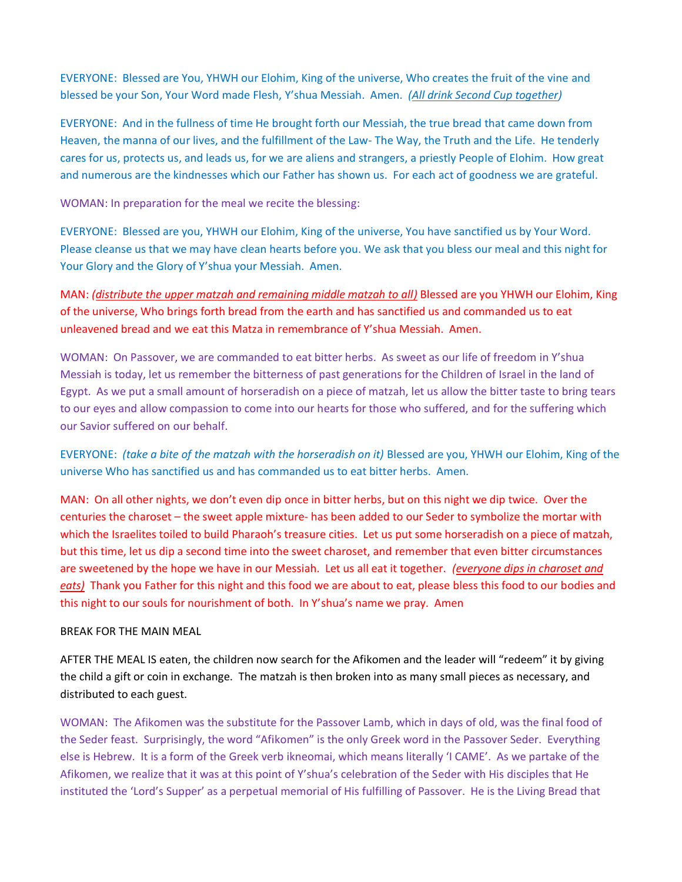EVERYONE: Blessed are You, YHWH our Elohim, King of the universe, Who creates the fruit of the vine and blessed be your Son, Your Word made Flesh, Y'shua Messiah. Amen. *(All drink Second Cup together)*

EVERYONE: And in the fullness of time He brought forth our Messiah, the true bread that came down from Heaven, the manna of our lives, and the fulfillment of the Law- The Way, the Truth and the Life. He tenderly cares for us, protects us, and leads us, for we are aliens and strangers, a priestly People of Elohim. How great and numerous are the kindnesses which our Father has shown us. For each act of goodness we are grateful.

WOMAN: In preparation for the meal we recite the blessing:

EVERYONE: Blessed are you, YHWH our Elohim, King of the universe, You have sanctified us by Your Word. Please cleanse us that we may have clean hearts before you. We ask that you bless our meal and this night for Your Glory and the Glory of Y'shua your Messiah. Amen.

MAN: *(distribute the upper matzah and remaining middle matzah to all)* Blessed are you YHWH our Elohim, King of the universe, Who brings forth bread from the earth and has sanctified us and commanded us to eat unleavened bread and we eat this Matza in remembrance of Y'shua Messiah. Amen.

WOMAN: On Passover, we are commanded to eat bitter herbs. As sweet as our life of freedom in Y'shua Messiah is today, let us remember the bitterness of past generations for the Children of Israel in the land of Egypt. As we put a small amount of horseradish on a piece of matzah, let us allow the bitter taste to bring tears to our eyes and allow compassion to come into our hearts for those who suffered, and for the suffering which our Savior suffered on our behalf.

EVERYONE: *(take a bite of the matzah with the horseradish on it)* Blessed are you, YHWH our Elohim, King of the universe Who has sanctified us and has commanded us to eat bitter herbs. Amen.

MAN: On all other nights, we don't even dip once in bitter herbs, but on this night we dip twice. Over the centuries the charoset – the sweet apple mixture- has been added to our Seder to symbolize the mortar with which the Israelites toiled to build Pharaoh's treasure cities. Let us put some horseradish on a piece of matzah, but this time, let us dip a second time into the sweet charoset, and remember that even bitter circumstances are sweetened by the hope we have in our Messiah. Let us all eat it together. *(everyone dips in charoset and eats)* Thank you Father for this night and this food we are about to eat, please bless this food to our bodies and this night to our souls for nourishment of both. In Y'shua's name we pray. Amen

BREAK FOR THE MAIN MEAL

AFTER THE MEAL IS eaten, the children now search for the Afikomen and the leader will "redeem" it by giving the child a gift or coin in exchange. The matzah is then broken into as many small pieces as necessary, and distributed to each guest.

WOMAN: The Afikomen was the substitute for the Passover Lamb, which in days of old, was the final food of the Seder feast. Surprisingly, the word "Afikomen" is the only Greek word in the Passover Seder. Everything else is Hebrew. It is a form of the Greek verb ikneomai, which means literally 'I CAME'. As we partake of the Afikomen, we realize that it was at this point of Y'shua's celebration of the Seder with His disciples that He instituted the 'Lord's Supper' as a perpetual memorial of His fulfilling of Passover. He is the Living Bread that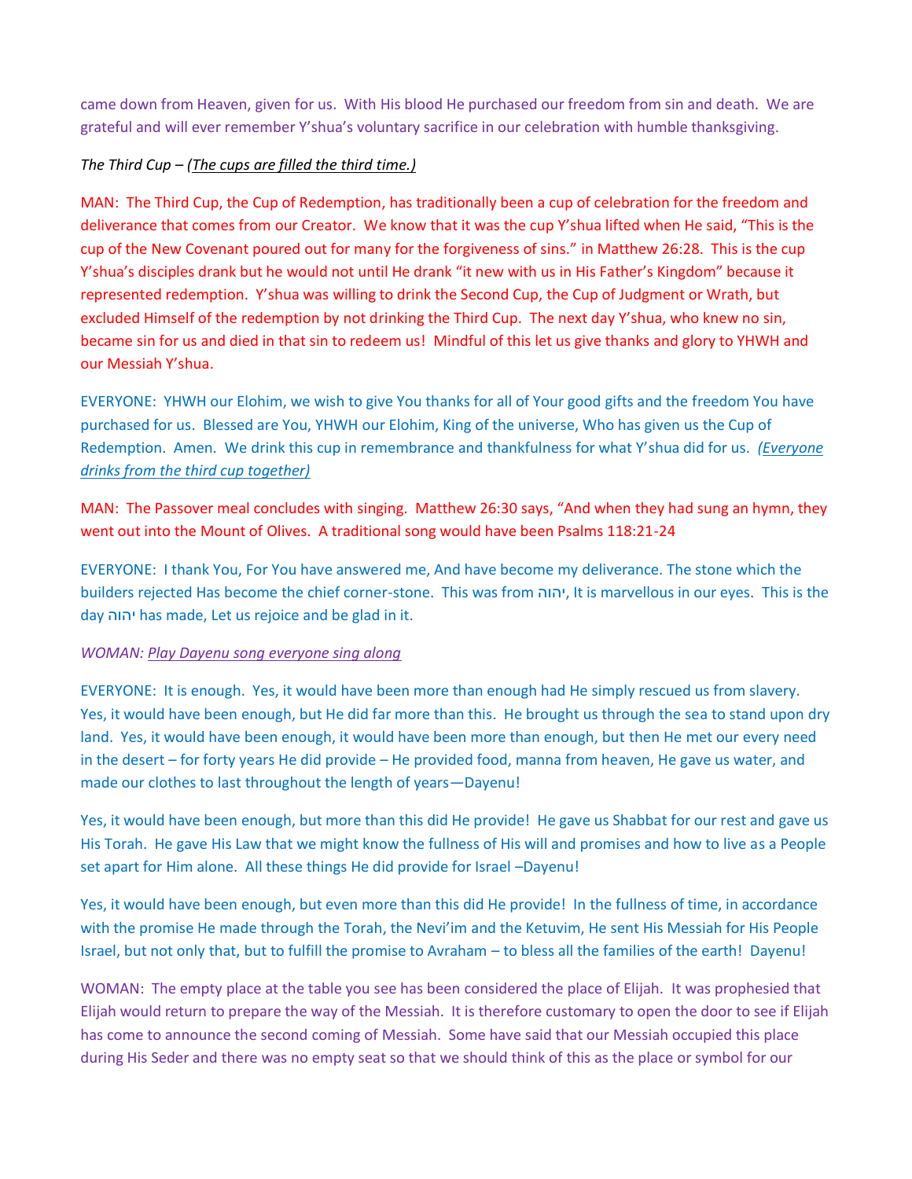came down from Heaven, given for us. With His blood He purchased our freedom from sin and death. We are grateful and will ever remember Y'shua's voluntary sacrifice in our celebration with humble thanksgiving.

*The Third Cup – (<u>The cups are filled the third time.)</u>*

MAN: The Third Cup, the Cup of Redemption, has traditionally been a cup of celebration for the freedom and deliverance that comes from our Creator. We know that it was the cup Y'shua lifted when He said, "This is the cup of the New Covenant poured out for many for the forgiveness of sins." in Matthew 26:28. This is the cup Y'shua's disciples drank but he would not until He drank "it new with us in His Father's Kingdom" because it represented redemption. Y'shua was willing to drink the Second Cup, the Cup of Judgment or Wrath, but excluded Himself of the redemption by not drinking the Third Cup. The next day Y'shua, who knew no sin, became sin for us and died in that sin to redeem us! Mindful of this let us give thanks and glory to YHWH and our Messiah Y'shua.

EVERYONE: YHWH our Elohim, we wish to give You thanks for all of Your good gifts and the freedom You have purchased for us. Blessed are You, YHWH our Elohim, King of the universe, Who has given us the Cup of Redemption. Amen. We drink this cup in remembrance and thankfulness for what Y'shua did for us. *<u>(Everyone drinks from the third cup together)</u>*

MAN: The Passover meal concludes with singing. Matthew 26:30 says, "And when they had sung an hymn, they went out into the Mount of Olives. A traditional song would have been Psalms 118:21-24

EVERYONE: I thank You, For You have answered me, And have become my deliverance. The stone which the builders rejected Has become the chief corner-stone. This was from יהוה, It is marvellous in our eyes. This is the day יהוה has made, Let us rejoice and be glad in it.

*WOMAN: <u>Play Dayenu song everyone sing along</u>*

EVERYONE: It is enough. Yes, it would have been more than enough had He simply rescued us from slavery. Yes, it would have been enough, but He did far more than this. He brought us through the sea to stand upon dry land. Yes, it would have been enough, it would have been more than enough, but then He met our every need in the desert – for forty years He did provide – He provided food, manna from heaven, He gave us water, and made our clothes to last throughout the length of years—Dayenu!

Yes, it would have been enough, but more than this did He provide! He gave us Shabbat for our rest and gave us His Torah. He gave His Law that we might know the fullness of His will and promises and how to live as a People set apart for Him alone. All these things He did provide for Israel –Dayenu!

Yes, it would have been enough, but even more than this did He provide! In the fullness of time, in accordance with the promise He made through the Torah, the Nevi'im and the Ketuvim, He sent His Messiah for His People Israel, but not only that, but to fulfill the promise to Avraham – to bless all the families of the earth! Dayenu!

WOMAN: The empty place at the table you see has been considered the place of Elijah. It was prophesied that Elijah would return to prepare the way of the Messiah. It is therefore customary to open the door to see if Elijah has come to announce the second coming of Messiah. Some have said that our Messiah occupied this place during His Seder and there was no empty seat so that we should think of this as the place or symbol for our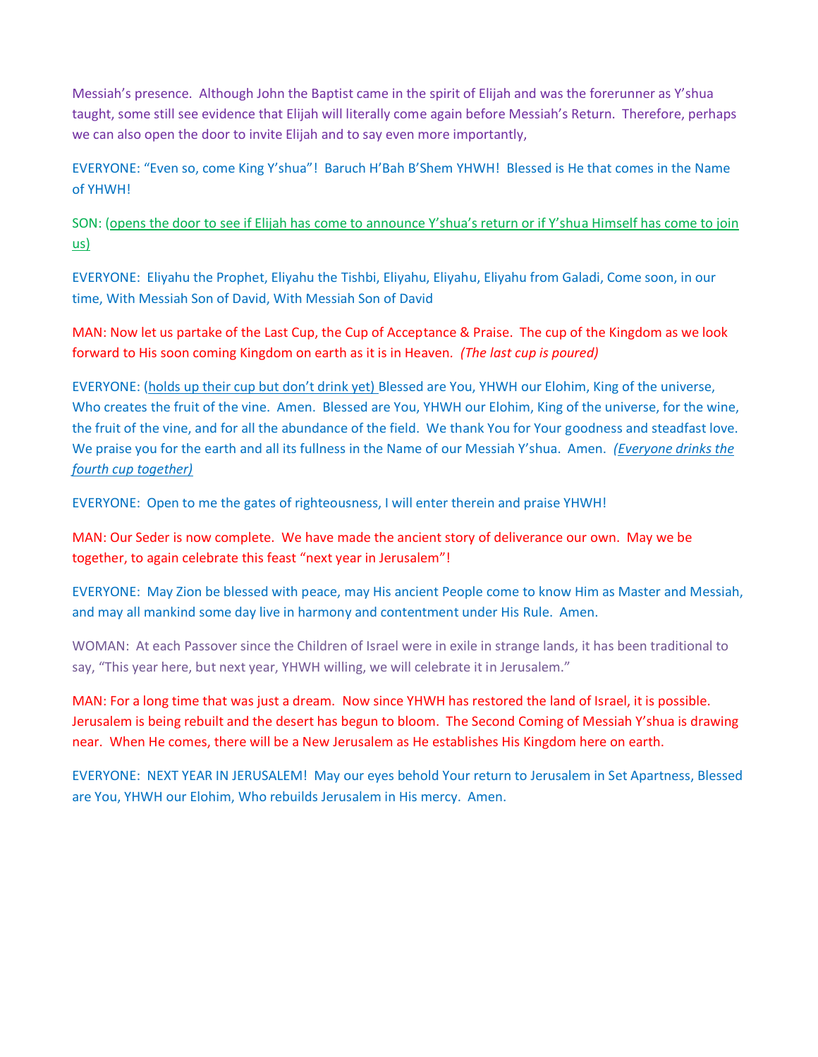Messiah's presence. Although John the Baptist came in the spirit of Elijah and was the forerunner as Y'shua taught, some still see evidence that Elijah will literally come again before Messiah's Return. Therefore, perhaps we can also open the door to invite Elijah and to say even more importantly,

EVERYONE: "Even so, come King Y'shua"! Baruch H'Bah B'Shem YHWH! Blessed is He that comes in the Name of YHWH!

SON: (opens the door to see if Elijah has come to announce Y'shua's return or if Y'shua Himself has come to join us)

EVERYONE: Eliyahu the Prophet, Eliyahu the Tishbi, Eliyahu, Eliyahu, Eliyahu from Galadi, Come soon, in our time, With Messiah Son of David, With Messiah Son of David

MAN: Now let us partake of the Last Cup, the Cup of Acceptance & Praise. The cup of the Kingdom as we look forward to His soon coming Kingdom on earth as it is in Heaven. *(The last cup is poured)*

EVERYONE: (holds up their cup but don't drink yet) Blessed are You, YHWH our Elohim, King of the universe, Who creates the fruit of the vine. Amen. Blessed are You, YHWH our Elohim, King of the universe, for the wine, the fruit of the vine, and for all the abundance of the field. We thank You for Your goodness and steadfast love. We praise you for the earth and all its fullness in the Name of our Messiah Y'shua. Amen. *(Everyone drinks the fourth cup together)*

EVERYONE: Open to me the gates of righteousness, I will enter therein and praise YHWH!

MAN: Our Seder is now complete. We have made the ancient story of deliverance our own. May we be together, to again celebrate this feast "next year in Jerusalem"!

EVERYONE: May Zion be blessed with peace, may His ancient People come to know Him as Master and Messiah, and may all mankind some day live in harmony and contentment under His Rule. Amen.

WOMAN: At each Passover since the Children of Israel were in exile in strange lands, it has been traditional to say, "This year here, but next year, YHWH willing, we will celebrate it in Jerusalem."

MAN: For a long time that was just a dream. Now since YHWH has restored the land of Israel, it is possible. Jerusalem is being rebuilt and the desert has begun to bloom. The Second Coming of Messiah Y'shua is drawing near. When He comes, there will be a New Jerusalem as He establishes His Kingdom here on earth.

EVERYONE: NEXT YEAR IN JERUSALEM! May our eyes behold Your return to Jerusalem in Set Apartness, Blessed are You, YHWH our Elohim, Who rebuilds Jerusalem in His mercy. Amen.